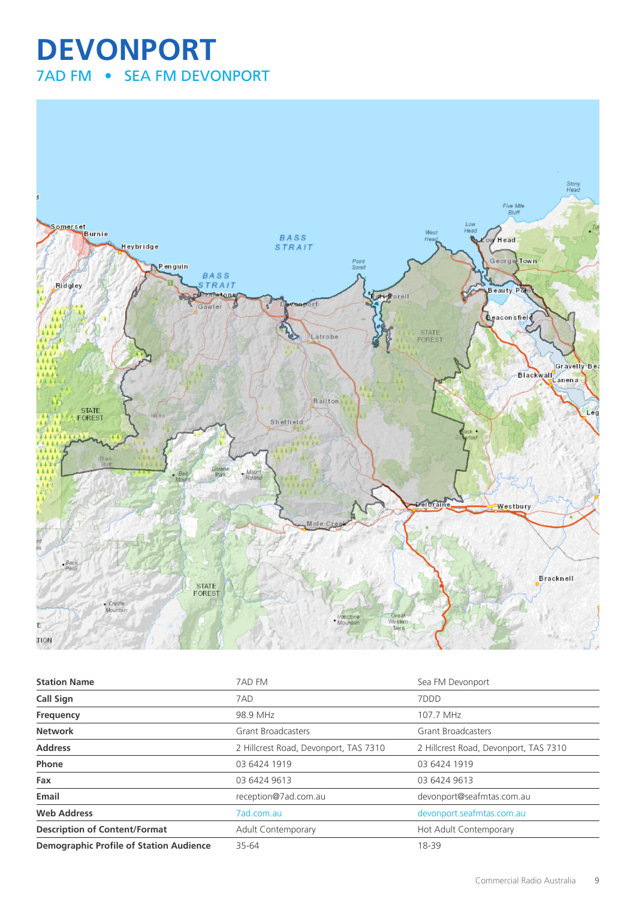# DEVONPORT

## 7AD FM • SEA FM DEVONPORT

| | | |
|---|---|---|
| **Station Name** | 7AD FM | Sea FM Devonport |
| **Call Sign** | 7AD | 7DDD |
| **Frequency** | 98.9 MHz | 107.7 MHz |
| **Network** | Grant Broadcasters | Grant Broadcasters |
| **Address** | 2 Hillcrest Road, Devonport, TAS 7310 | 2 Hillcrest Road, Devonport, TAS 7310 |
| **Phone** | 03 6424 1919 | 03 6424 1919 |
| **Fax** | 03 6424 9613 | 03 6424 9613 |
| **Email** | reception@7ad.com.au | devonport@seafmtas.com.au |
| **Web Address** | 7ad.com.au | devonport.seafmtas.com.au |
| **Description of Content/Format** | Adult Contemporary | Hot Adult Contemporary |
| **Demographic Profile of Station Audience** | 35-64 | 18-39 |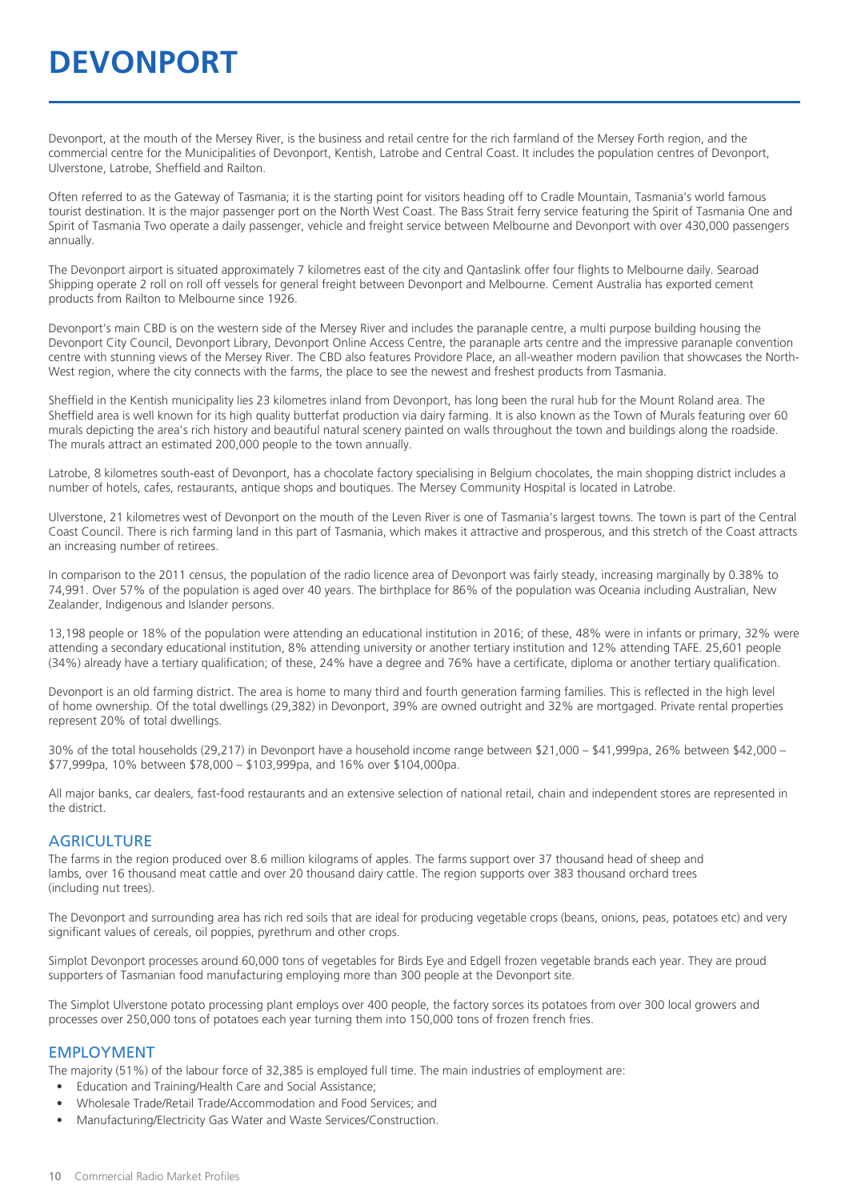# DEVONPORT

Devonport, at the mouth of the Mersey River, is the business and retail centre for the rich farmland of the Mersey Forth region, and the commercial centre for the Municipalities of Devonport, Kentish, Latrobe and Central Coast. It includes the population centres of Devonport, Ulverstone, Latrobe, Sheffield and Railton.

Often referred to as the Gateway of Tasmania; it is the starting point for visitors heading off to Cradle Mountain, Tasmania's world famous tourist destination. It is the major passenger port on the North West Coast. The Bass Strait ferry service featuring the Spirit of Tasmania One and Spirit of Tasmania Two operate a daily passenger, vehicle and freight service between Melbourne and Devonport with over 430,000 passengers annually.

The Devonport airport is situated approximately 7 kilometres east of the city and Qantaslink offer four flights to Melbourne daily. Searoad Shipping operate 2 roll on roll off vessels for general freight between Devonport and Melbourne. Cement Australia has exported cement products from Railton to Melbourne since 1926.

Devonport's main CBD is on the western side of the Mersey River and includes the paranaple centre, a multi purpose building housing the Devonport City Council, Devonport Library, Devonport Online Access Centre, the paranaple arts centre and the impressive paranaple convention centre with stunning views of the Mersey River. The CBD also features Providore Place, an all-weather modern pavilion that showcases the North-West region, where the city connects with the farms, the place to see the newest and freshest products from Tasmania.

Sheffield in the Kentish municipality lies 23 kilometres inland from Devonport, has long been the rural hub for the Mount Roland area. The Sheffield area is well known for its high quality butterfat production via dairy farming. It is also known as the Town of Murals featuring over 60 murals depicting the area's rich history and beautiful natural scenery painted on walls throughout the town and buildings along the roadside. The murals attract an estimated 200,000 people to the town annually.

Latrobe, 8 kilometres south-east of Devonport, has a chocolate factory specialising in Belgium chocolates, the main shopping district includes a number of hotels, cafes, restaurants, antique shops and boutiques. The Mersey Community Hospital is located in Latrobe.

Ulverstone, 21 kilometres west of Devonport on the mouth of the Leven River is one of Tasmania's largest towns. The town is part of the Central Coast Council. There is rich farming land in this part of Tasmania, which makes it attractive and prosperous, and this stretch of the Coast attracts an increasing number of retirees.

In comparison to the 2011 census, the population of the radio licence area of Devonport was fairly steady, increasing marginally by 0.38% to 74,991. Over 57% of the population is aged over 40 years. The birthplace for 86% of the population was Oceania including Australian, New Zealander, Indigenous and Islander persons.

13,198 people or 18% of the population were attending an educational institution in 2016; of these, 48% were in infants or primary, 32% were attending a secondary educational institution, 8% attending university or another tertiary institution and 12% attending TAFE. 25,601 people (34%) already have a tertiary qualification; of these, 24% have a degree and 76% have a certificate, diploma or another tertiary qualification.

Devonport is an old farming district. The area is home to many third and fourth generation farming families. This is reflected in the high level of home ownership. Of the total dwellings (29,382) in Devonport, 39% are owned outright and 32% are mortgaged. Private rental properties represent 20% of total dwellings.

30% of the total households (29,217) in Devonport have a household income range between $21,000 – $41,999pa, 26% between $42,000 – $77,999pa, 10% between $78,000 – $103,999pa, and 16% over $104,000pa.

All major banks, car dealers, fast-food restaurants and an extensive selection of national retail, chain and independent stores are represented in the district.

## AGRICULTURE

The farms in the region produced over 8.6 million kilograms of apples. The farms support over 37 thousand head of sheep and lambs, over 16 thousand meat cattle and over 20 thousand dairy cattle. The region supports over 383 thousand orchard trees (including nut trees).

The Devonport and surrounding area has rich red soils that are ideal for producing vegetable crops (beans, onions, peas, potatoes etc) and very significant values of cereals, oil poppies, pyrethrum and other crops.

Simplot Devonport processes around 60,000 tons of vegetables for Birds Eye and Edgell frozen vegetable brands each year. They are proud supporters of Tasmanian food manufacturing employing more than 300 people at the Devonport site.

The Simplot Ulverstone potato processing plant employs over 400 people, the factory sorces its potatoes from over 300 local growers and processes over 250,000 tons of potatoes each year turning them into 150,000 tons of frozen french fries.

## EMPLOYMENT

The majority (51%) of the labour force of 32,385 is employed full time. The main industries of employment are:

- Education and Training/Health Care and Social Assistance;
- Wholesale Trade/Retail Trade/Accommodation and Food Services; and
- Manufacturing/Electricity Gas Water and Waste Services/Construction.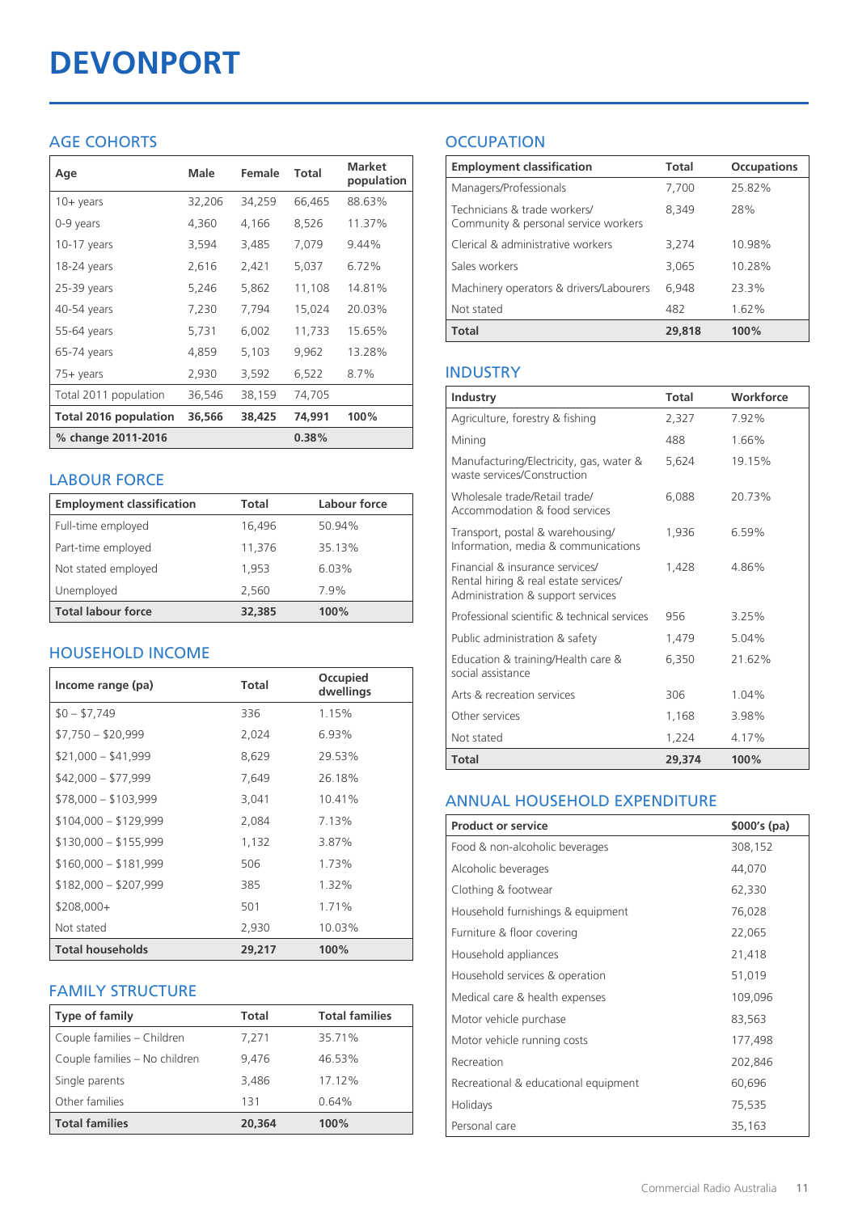# DEVONPORT

## AGE COHORTS

| Age | Male | Female | Total | Market population |
|---|---|---|---|---|
| 10+ years | 32,206 | 34,259 | 66,465 | 88.63% |
| 0-9 years | 4,360 | 4,166 | 8,526 | 11.37% |
| 10-17 years | 3,594 | 3,485 | 7,079 | 9.44% |
| 18-24 years | 2,616 | 2,421 | 5,037 | 6.72% |
| 25-39 years | 5,246 | 5,862 | 11,108 | 14.81% |
| 40-54 years | 7,230 | 7,794 | 15,024 | 20.03% |
| 55-64 years | 5,731 | 6,002 | 11,733 | 15.65% |
| 65-74 years | 4,859 | 5,103 | 9,962 | 13.28% |
| 75+ years | 2,930 | 3,592 | 6,522 | 8.7% |
| Total 2011 population | 36,546 | 38,159 | 74,705 | |
| **Total 2016 population** | **36,566** | **38,425** | **74,991** | **100%** |
| **% change 2011-2016** | | | **0.38%** | |

## LABOUR FORCE

| Employment classification | Total | Labour force |
|---|---|---|
| Full-time employed | 16,496 | 50.94% |
| Part-time employed | 11,376 | 35.13% |
| Not stated employed | 1,953 | 6.03% |
| Unemployed | 2,560 | 7.9% |
| **Total labour force** | **32,385** | **100%** |

## HOUSEHOLD INCOME

| Income range (pa) | Total | Occupied dwellings |
|---|---|---|
| $0 – $7,749 | 336 | 1.15% |
| $7,750 – $20,999 | 2,024 | 6.93% |
| $21,000 – $41,999 | 8,629 | 29.53% |
| $42,000 – $77,999 | 7,649 | 26.18% |
| $78,000 – $103,999 | 3,041 | 10.41% |
| $104,000 – $129,999 | 2,084 | 7.13% |
| $130,000 – $155,999 | 1,132 | 3.87% |
| $160,000 – $181,999 | 506 | 1.73% |
| $182,000 – $207,999 | 385 | 1.32% |
| $208,000+ | 501 | 1.71% |
| Not stated | 2,930 | 10.03% |
| **Total households** | **29,217** | **100%** |

## FAMILY STRUCTURE

| Type of family | Total | Total families |
|---|---|---|
| Couple families – Children | 7,271 | 35.71% |
| Couple families – No children | 9,476 | 46.53% |
| Single parents | 3,486 | 17.12% |
| Other families | 131 | 0.64% |
| **Total families** | **20,364** | **100%** |

## OCCUPATION

| Employment classification | Total | Occupations |
|---|---|---|
| Managers/Professionals | 7,700 | 25.82% |
| Technicians & trade workers/ Community & personal service workers | 8,349 | 28% |
| Clerical & administrative workers | 3,274 | 10.98% |
| Sales workers | 3,065 | 10.28% |
| Machinery operators & drivers/Labourers | 6,948 | 23.3% |
| Not stated | 482 | 1.62% |
| **Total** | **29,818** | **100%** |

## INDUSTRY

| Industry | Total | Workforce |
|---|---|---|
| Agriculture, forestry & fishing | 2,327 | 7.92% |
| Mining | 488 | 1.66% |
| Manufacturing/Electricity, gas, water & waste services/Construction | 5,624 | 19.15% |
| Wholesale trade/Retail trade/ Accommodation & food services | 6,088 | 20.73% |
| Transport, postal & warehousing/ Information, media & communications | 1,936 | 6.59% |
| Financial & insurance services/ Rental hiring & real estate services/ Administration & support services | 1,428 | 4.86% |
| Professional scientific & technical services | 956 | 3.25% |
| Public administration & safety | 1,479 | 5.04% |
| Education & training/Health care & social assistance | 6,350 | 21.62% |
| Arts & recreation services | 306 | 1.04% |
| Other services | 1,168 | 3.98% |
| Not stated | 1,224 | 4.17% |
| **Total** | **29,374** | **100%** |

## ANNUAL HOUSEHOLD EXPENDITURE

| Product or service | $000's (pa) |
|---|---|
| Food & non-alcoholic beverages | 308,152 |
| Alcoholic beverages | 44,070 |
| Clothing & footwear | 62,330 |
| Household furnishings & equipment | 76,028 |
| Furniture & floor covering | 22,065 |
| Household appliances | 21,418 |
| Household services & operation | 51,019 |
| Medical care & health expenses | 109,096 |
| Motor vehicle purchase | 83,563 |
| Motor vehicle running costs | 177,498 |
| Recreation | 202,846 |
| Recreational & educational equipment | 60,696 |
| Holidays | 75,535 |
| Personal care | 35,163 |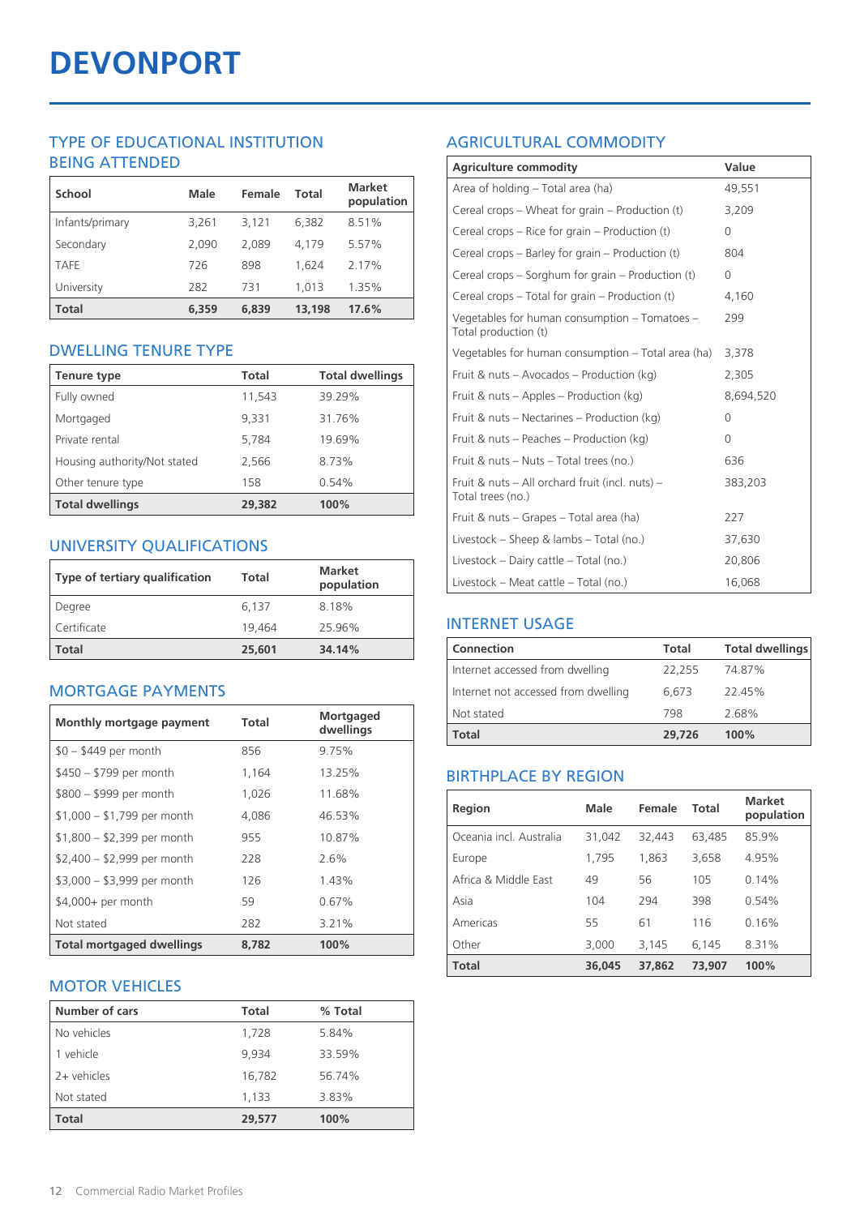# DEVONPORT

## TYPE OF EDUCATIONAL INSTITUTION BEING ATTENDED

| School | Male | Female | Total | Market population |
|---|---|---|---|---|
| Infants/primary | 3,261 | 3,121 | 6,382 | 8.51% |
| Secondary | 2,090 | 2,089 | 4,179 | 5.57% |
| TAFE | 726 | 898 | 1,624 | 2.17% |
| University | 282 | 731 | 1,013 | 1.35% |
| **Total** | **6,359** | **6,839** | **13,198** | **17.6%** |

## DWELLING TENURE TYPE

| Tenure type | Total | Total dwellings |
|---|---|---|
| Fully owned | 11,543 | 39.29% |
| Mortgaged | 9,331 | 31.76% |
| Private rental | 5,784 | 19.69% |
| Housing authority/Not stated | 2,566 | 8.73% |
| Other tenure type | 158 | 0.54% |
| **Total dwellings** | **29,382** | **100%** |

## UNIVERSITY QUALIFICATIONS

| Type of tertiary qualification | Total | Market population |
|---|---|---|
| Degree | 6,137 | 8.18% |
| Certificate | 19,464 | 25.96% |
| **Total** | **25,601** | **34.14%** |

## MORTGAGE PAYMENTS

| Monthly mortgage payment | Total | Mortgaged dwellings |
|---|---|---|
| $0 – $449 per month | 856 | 9.75% |
| $450 – $799 per month | 1,164 | 13.25% |
| $800 – $999 per month | 1,026 | 11.68% |
| $1,000 – $1,799 per month | 4,086 | 46.53% |
| $1,800 – $2,399 per month | 955 | 10.87% |
| $2,400 – $2,999 per month | 228 | 2.6% |
| $3,000 – $3,999 per month | 126 | 1.43% |
| $4,000+ per month | 59 | 0.67% |
| Not stated | 282 | 3.21% |
| **Total mortgaged dwellings** | **8,782** | **100%** |

## MOTOR VEHICLES

| Number of cars | Total | % Total |
|---|---|---|
| No vehicles | 1,728 | 5.84% |
| 1 vehicle | 9,934 | 33.59% |
| 2+ vehicles | 16,782 | 56.74% |
| Not stated | 1,133 | 3.83% |
| **Total** | **29,577** | **100%** |

## AGRICULTURAL COMMODITY

| Agriculture commodity | Value |
|---|---|
| Area of holding – Total area (ha) | 49,551 |
| Cereal crops – Wheat for grain – Production (t) | 3,209 |
| Cereal crops – Rice for grain – Production (t) | 0 |
| Cereal crops – Barley for grain – Production (t) | 804 |
| Cereal crops – Sorghum for grain – Production (t) | 0 |
| Cereal crops – Total for grain – Production (t) | 4,160 |
| Vegetables for human consumption – Tomatoes – Total production (t) | 299 |
| Vegetables for human consumption – Total area (ha) | 3,378 |
| Fruit & nuts – Avocados – Production (kg) | 2,305 |
| Fruit & nuts – Apples – Production (kg) | 8,694,520 |
| Fruit & nuts – Nectarines – Production (kg) | 0 |
| Fruit & nuts – Peaches – Production (kg) | 0 |
| Fruit & nuts – Nuts – Total trees (no.) | 636 |
| Fruit & nuts – All orchard fruit (incl. nuts) – Total trees (no.) | 383,203 |
| Fruit & nuts – Grapes – Total area (ha) | 227 |
| Livestock – Sheep & lambs – Total (no.) | 37,630 |
| Livestock – Dairy cattle – Total (no.) | 20,806 |
| Livestock – Meat cattle – Total (no.) | 16,068 |

## INTERNET USAGE

| Connection | Total | Total dwellings |
|---|---|---|
| Internet accessed from dwelling | 22,255 | 74.87% |
| Internet not accessed from dwelling | 6,673 | 22.45% |
| Not stated | 798 | 2.68% |
| **Total** | **29,726** | **100%** |

## BIRTHPLACE BY REGION

| Region | Male | Female | Total | Market population |
|---|---|---|---|---|
| Oceania incl. Australia | 31,042 | 32,443 | 63,485 | 85.9% |
| Europe | 1,795 | 1,863 | 3,658 | 4.95% |
| Africa & Middle East | 49 | 56 | 105 | 0.14% |
| Asia | 104 | 294 | 398 | 0.54% |
| Americas | 55 | 61 | 116 | 0.16% |
| Other | 3,000 | 3,145 | 6,145 | 8.31% |
| **Total** | **36,045** | **37,862** | **73,907** | **100%** |